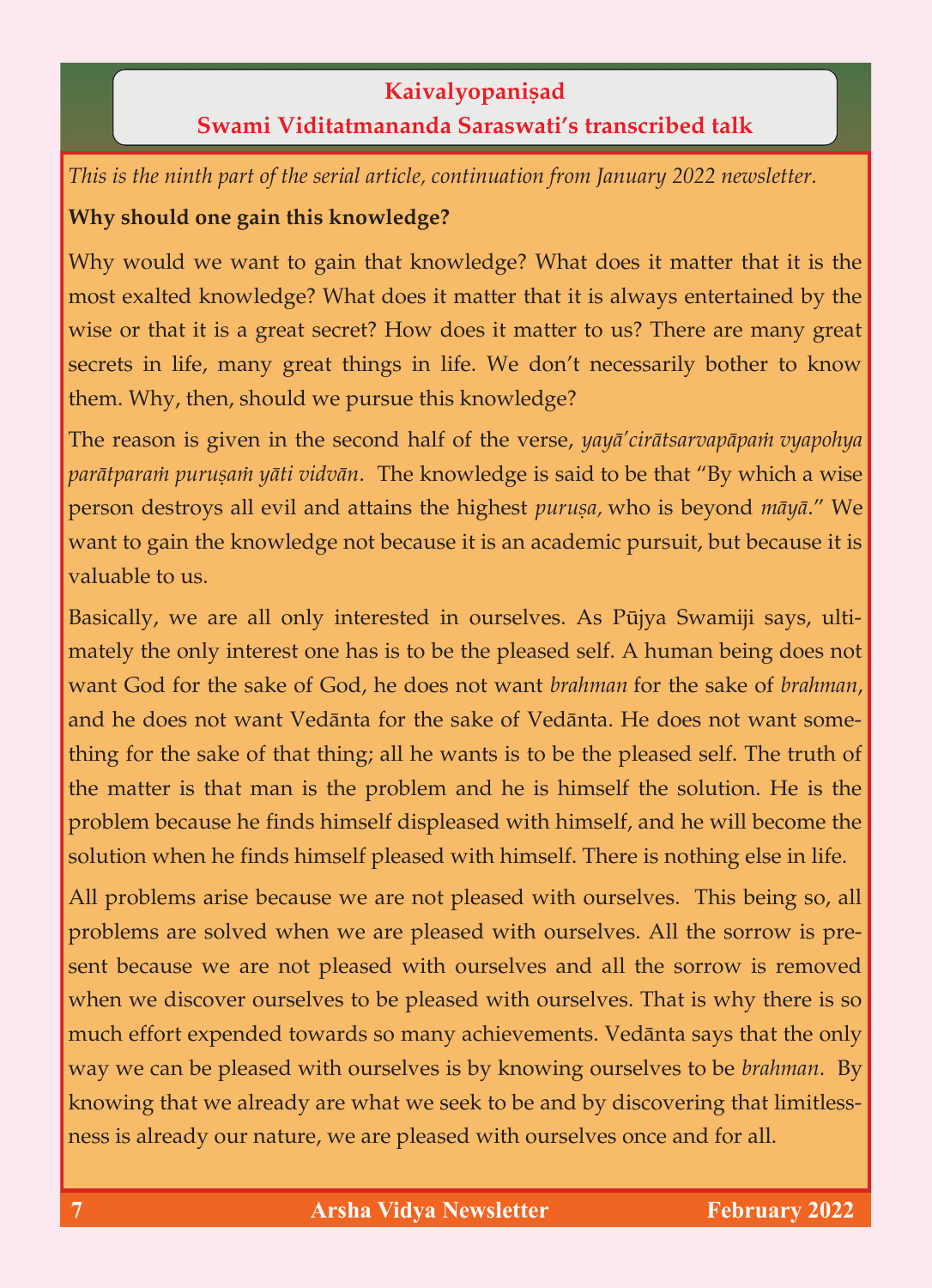## Kaivalyopaniṣad

### Swami Viditatmananda Saraswati's transcribed talk

*This is the ninth part of the serial article, continuation from January 2022 newsletter.*

**Why should one gain this knowledge?**

Why would we want to gain that knowledge? What does it matter that it is the most exalted knowledge? What does it matter that it is always entertained by the wise or that it is a great secret? How does it matter to us? There are many great secrets in life, many great things in life. We don't necessarily bother to know them. Why, then, should we pursue this knowledge?

The reason is given in the second half of the verse, *yayā'cirātsarvapāpaṁ vyapohya parātparaṁ puruṣaṁ yāti vidvān*. The knowledge is said to be that "By which a wise person destroys all evil and attains the highest *puruṣa,* who is beyond *māyā*." We want to gain the knowledge not because it is an academic pursuit, but because it is valuable to us.

Basically, we are all only interested in ourselves. As Pūjya Swamiji says, ultimately the only interest one has is to be the pleased self. A human being does not want God for the sake of God, he does not want *brahman* for the sake of *brahman*, and he does not want Vedānta for the sake of Vedānta. He does not want something for the sake of that thing; all he wants is to be the pleased self. The truth of the matter is that man is the problem and he is himself the solution. He is the problem because he finds himself displeased with himself, and he will become the solution when he finds himself pleased with himself. There is nothing else in life.

All problems arise because we are not pleased with ourselves. This being so, all problems are solved when we are pleased with ourselves. All the sorrow is present because we are not pleased with ourselves and all the sorrow is removed when we discover ourselves to be pleased with ourselves. That is why there is so much effort expended towards so many achievements. Vedānta says that the only way we can be pleased with ourselves is by knowing ourselves to be *brahman*. By knowing that we already are what we seek to be and by discovering that limitlessness is already our nature, we are pleased with ourselves once and for all.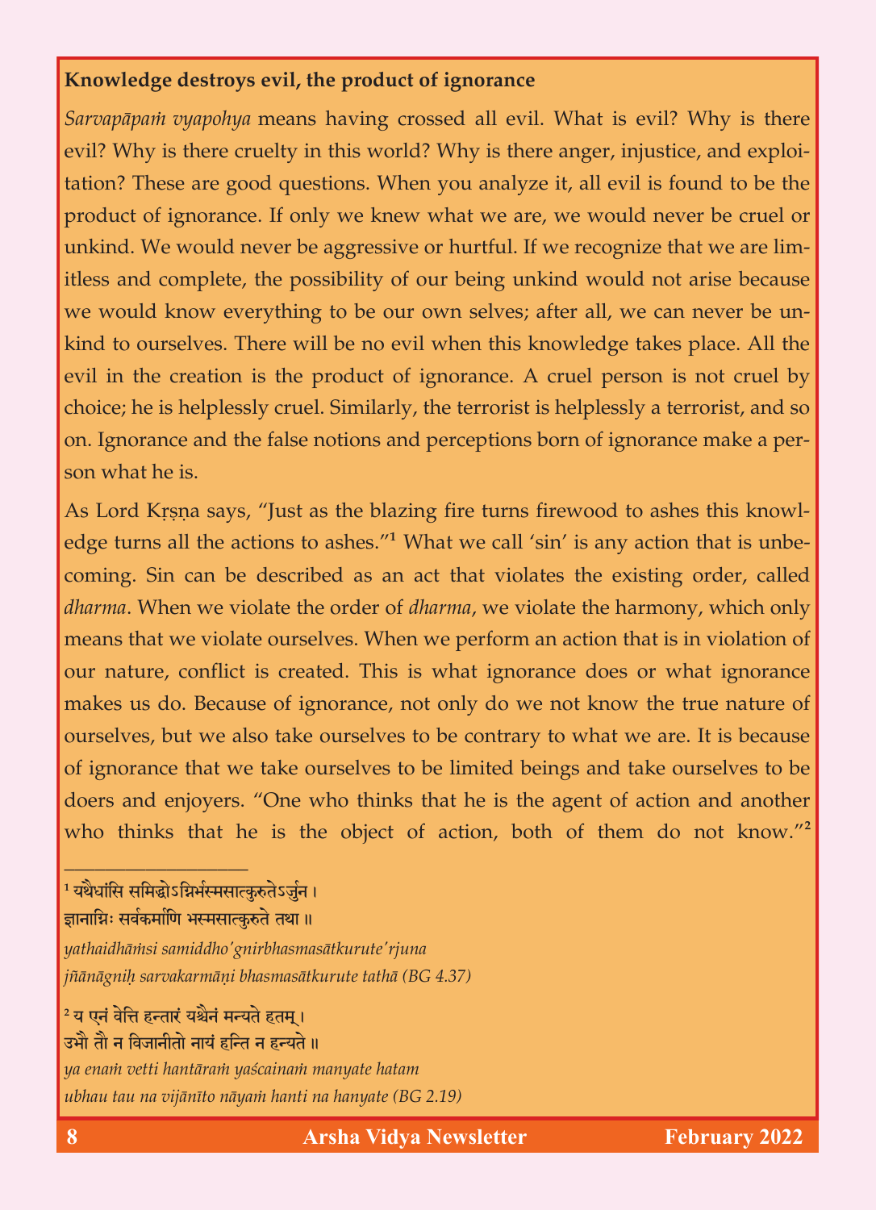**Knowledge destroys evil, the product of ignorance**

*Sarvapāpaṁ vyapohya* means having crossed all evil. What is evil? Why is there evil? Why is there cruelty in this world? Why is there anger, injustice, and exploitation? These are good questions. When you analyze it, all evil is found to be the product of ignorance. If only we knew what we are, we would never be cruel or unkind. We would never be aggressive or hurtful. If we recognize that we are limitless and complete, the possibility of our being unkind would not arise because we would know everything to be our own selves; after all, we can never be unkind to ourselves. There will be no evil when this knowledge takes place. All the evil in the creation is the product of ignorance. A cruel person is not cruel by choice; he is helplessly cruel. Similarly, the terrorist is helplessly a terrorist, and so on. Ignorance and the false notions and perceptions born of ignorance make a person what he is.

As Lord Kṛṣṇa says, "Just as the blazing fire turns firewood to ashes this knowledge turns all the actions to ashes."[1] What we call 'sin' is any action that is unbecoming. Sin can be described as an act that violates the existing order, called *dharma*. When we violate the order of *dharma*, we violate the harmony, which only means that we violate ourselves. When we perform an action that is in violation of our nature, conflict is created. This is what ignorance does or what ignorance makes us do. Because of ignorance, not only do we not know the true nature of ourselves, but we also take ourselves to be contrary to what we are. It is because of ignorance that we take ourselves to be limited beings and take ourselves to be doers and enjoyers. "One who thinks that he is the agent of action and another who thinks that he is the object of action, both of them do not know."[2]

---

[1] यथैधांसि समिद्धोऽग्निर्भस्मसात्कुरुतेऽर्जुन ।
ज्ञानाग्निः सर्वकर्माणि भस्मसात्कुरुते तथा ॥
*yathaidhāṁsi samiddho'gnirbhasmasātkurute'rjuna*
*jñānāgniḥ sarvakarmāṇi bhasmasātkurute tathā (BG 4.37)*

[2] य एनं वेत्ति हन्तारं यश्चैनं मन्यते हतम् ।
उभौ तौ न विजानीतो नायं हन्ति न हन्यते ॥
*ya enaṁ vetti hantāraṁ yaścainaṁ manyate hatam*
*ubhau tau na vijānīto nāyaṁ hanti na hanyate (BG 2.19)*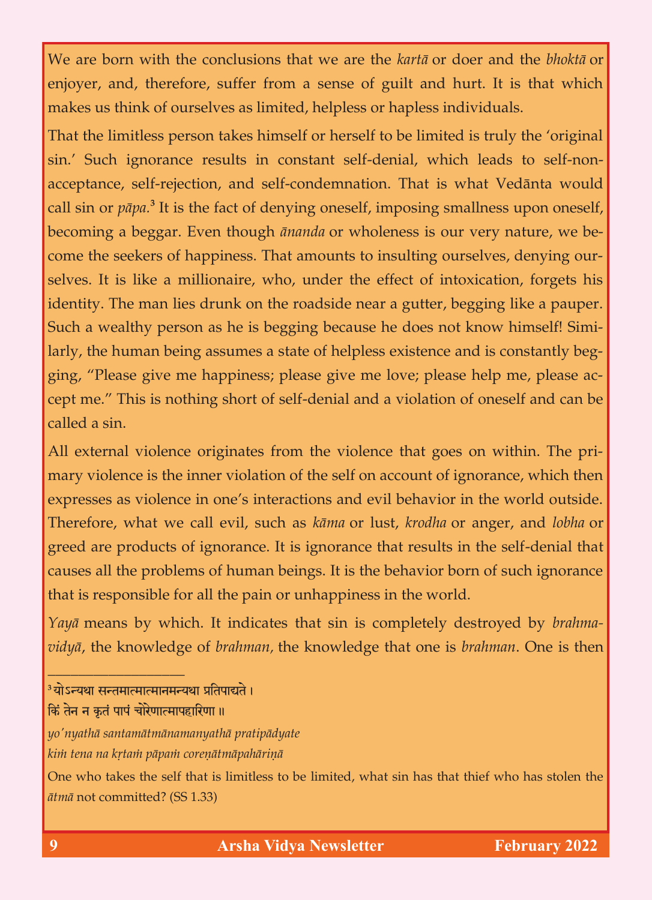We are born with the conclusions that we are the *kartā* or doer and the *bhoktā* or enjoyer, and, therefore, suffer from a sense of guilt and hurt. It is that which makes us think of ourselves as limited, helpless or hapless individuals.

That the limitless person takes himself or herself to be limited is truly the 'original sin.' Such ignorance results in constant self-denial, which leads to self-non-acceptance, self-rejection, and self-condemnation. That is what Vedānta would call sin or *pāpa.*[3] It is the fact of denying oneself, imposing smallness upon oneself, becoming a beggar. Even though *ānanda* or wholeness is our very nature, we become the seekers of happiness. That amounts to insulting ourselves, denying ourselves. It is like a millionaire, who, under the effect of intoxication, forgets his identity. The man lies drunk on the roadside near a gutter, begging like a pauper. Such a wealthy person as he is begging because he does not know himself! Similarly, the human being assumes a state of helpless existence and is constantly begging, "Please give me happiness; please give me love; please help me, please accept me." This is nothing short of self-denial and a violation of oneself and can be called a sin.

All external violence originates from the violence that goes on within. The primary violence is the inner violation of the self on account of ignorance, which then expresses as violence in one's interactions and evil behavior in the world outside. Therefore, what we call evil, such as *kāma* or lust, *krodha* or anger, and *lobha* or greed are products of ignorance. It is ignorance that results in the self-denial that causes all the problems of human beings. It is the behavior born of such ignorance that is responsible for all the pain or unhappiness in the world.

*Yayā* means by which. It indicates that sin is completely destroyed by *brahmavidyā*, the knowledge of *brahman*, the knowledge that one is *brahman*. One is then

---

[3] योऽन्यथा सन्तमात्मानमन्यथा प्रतिपाद्यते ।
किं तेन न कृतं पापं चोरेणात्मापहारिणा ॥

*yo'nyathā santamātmānamanyathā pratipādyate*
*kiṁ tena na kṛtaṁ pāpaṁ coreṇātmāpahāriṇā*

One who takes the self that is limitless to be limited, what sin has that thief who has stolen the *ātmā* not committed? (SS 1.33)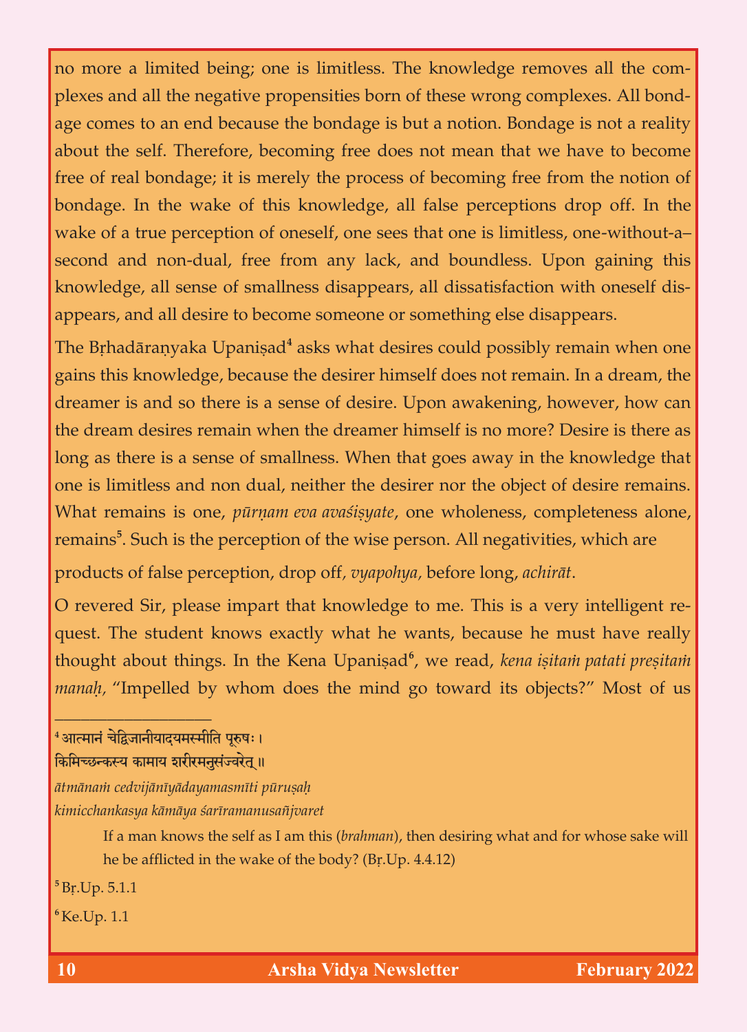no more a limited being; one is limitless. The knowledge removes all the complexes and all the negative propensities born of these wrong complexes. All bondage comes to an end because the bondage is but a notion. Bondage is not a reality about the self. Therefore, becoming free does not mean that we have to become free of real bondage; it is merely the process of becoming free from the notion of bondage. In the wake of this knowledge, all false perceptions drop off. In the wake of a true perception of oneself, one sees that one is limitless, one-without-a–second and non-dual, free from any lack, and boundless. Upon gaining this knowledge, all sense of smallness disappears, all dissatisfaction with oneself disappears, and all desire to become someone or something else disappears.

The Bṛhadāraṇyaka Upaniṣad[4] asks what desires could possibly remain when one gains this knowledge, because the desirer himself does not remain. In a dream, the dreamer is and so there is a sense of desire. Upon awakening, however, how can the dream desires remain when the dreamer himself is no more? Desire is there as long as there is a sense of smallness. When that goes away in the knowledge that one is limitless and non dual, neither the desirer nor the object of desire remains. What remains is one, *pūrṇam eva avaśiṣyate*, one wholeness, completeness alone, remains[5]. Such is the perception of the wise person. All negativities, which are products of false perception, drop off, *vyapohya*, before long, *achirāt*.

O revered Sir, please impart that knowledge to me. This is a very intelligent request. The student knows exactly what he wants, because he must have really thought about things. In the Kena Upaniṣad[6], we read, *kena iṣitaṁ patati preṣitaṁ manaḥ*, "Impelled by whom does the mind go toward its objects?" Most of us

---

[4] आत्मानं चेद्विजानीयादयमस्मीति पूरुषः।
किमिच्छन्कस्य कामाय शरीरमनुसंज्वरेत्॥

*ātmānaṁ cedvijānīyādayamasmīti pūruṣaḥ*
*kimicchankasya kāmāya śarīramanusañjvaret*

If a man knows the self as I am this (*brahman*), then desiring what and for whose sake will he be afflicted in the wake of the body? (Bṛ.Up. 4.4.12)

[5] Bṛ.Up. 5.1.1

[6] Ke.Up. 1.1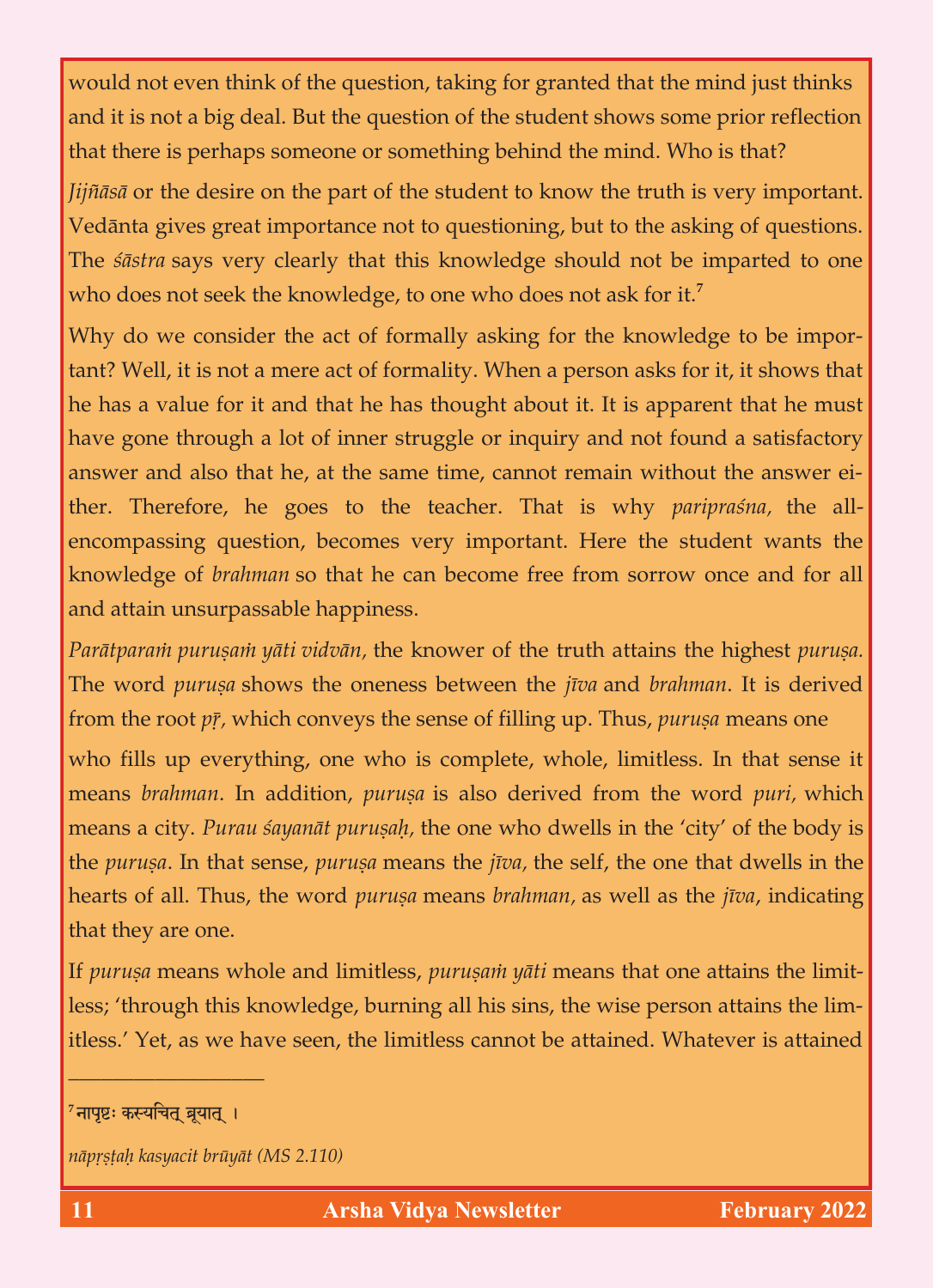would not even think of the question, taking for granted that the mind just thinks and it is not a big deal. But the question of the student shows some prior reflection that there is perhaps someone or something behind the mind. Who is that?

*Jijñāsā* or the desire on the part of the student to know the truth is very important. Vedānta gives great importance not to questioning, but to the asking of questions. The *śāstra* says very clearly that this knowledge should not be imparted to one who does not seek the knowledge, to one who does not ask for it.[7]

Why do we consider the act of formally asking for the knowledge to be important? Well, it is not a mere act of formality. When a person asks for it, it shows that he has a value for it and that he has thought about it. It is apparent that he must have gone through a lot of inner struggle or inquiry and not found a satisfactory answer and also that he, at the same time, cannot remain without the answer either. Therefore, he goes to the teacher. That is why *paripraśna*, the all-encompassing question, becomes very important. Here the student wants the knowledge of *brahman* so that he can become free from sorrow once and for all and attain unsurpassable happiness.

*Parātparaṁ puruṣaṁ yāti vidvān*, the knower of the truth attains the highest *puruṣa.* The word *puruṣa* shows the oneness between the *jīva* and *brahman*. It is derived from the root *pṝ*, which conveys the sense of filling up. Thus, *puruṣa* means one who fills up everything, one who is complete, whole, limitless. In that sense it means *brahman*. In addition, *puruṣa* is also derived from the word *puri*, which means a city. *Purau śayanāt puruṣaḥ*, the one who dwells in the 'city' of the body is the *puruṣa*. In that sense, *puruṣa* means the *jīva*, the self, the one that dwells in the hearts of all. Thus, the word *puruṣa* means *brahman*, as well as the *jīva*, indicating that they are one.

If *puruṣa* means whole and limitless, *puruṣaṁ yāti* means that one attains the limitless; 'through this knowledge, burning all his sins, the wise person attains the limitless.' Yet, as we have seen, the limitless cannot be attained. Whatever is attained

---

[7] नापृष्टः कस्यचित् ब्रूयात् ।

*nāpṛṣṭaḥ kasyacit brūyāt (MS 2.110)*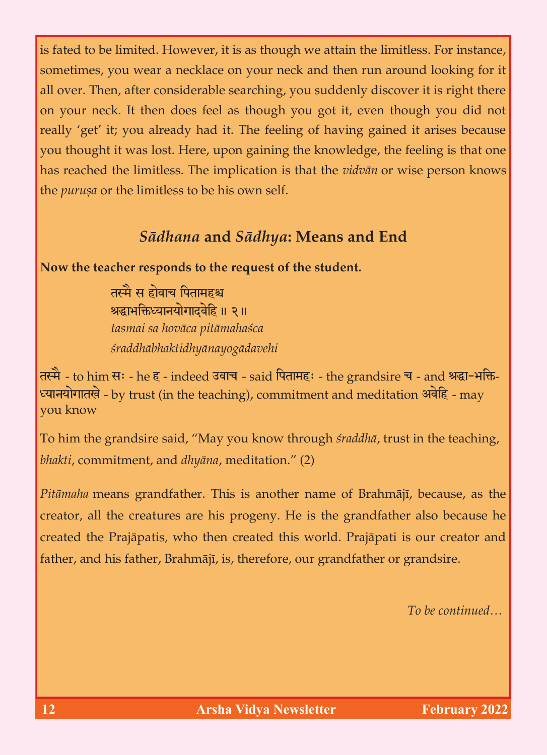is fated to be limited. However, it is as though we attain the limitless. For instance, sometimes, you wear a necklace on your neck and then run around looking for it all over. Then, after considerable searching, you suddenly discover it is right there on your neck. It then does feel as though you got it, even though you did not really 'get' it; you already had it. The feeling of having gained it arises because you thought it was lost. Here, upon gaining the knowledge, the feeling is that one has reached the limitless. The implication is that the *vidvān* or wise person knows the *puruṣa* or the limitless to be his own self.

## *Sādhana* and *Sādhya*: Means and End

**Now the teacher responds to the request of the student.**

तस्मै स होवाच पितामहश्च
श्रद्धाभक्तिध्यानयोगादवेहि ॥ २॥
*tasmai sa hovāca pitāmahaśca*
*śraddhābhaktidhyānayogādavehi*

तस्मै - to him सः - he ह - indeed उवाच - said पितामहः - the grandsire च - and श्रद्धा-भक्ति-ध्यानयोगात्रवे - by trust (in the teaching), commitment and meditation अवेहि - may you know

To him the grandsire said, "May you know through *śraddhā*, trust in the teaching, *bhakti*, commitment, and *dhyāna*, meditation." (2)

*Pitāmaha* means grandfather. This is another name of Brahmājī, because, as the creator, all the creatures are his progeny. He is the grandfather also because he created the Prajāpatis, who then created this world. Prajāpati is our creator and father, and his father, Brahmājī, is, therefore, our grandfather or grandsire.

*To be continued…*